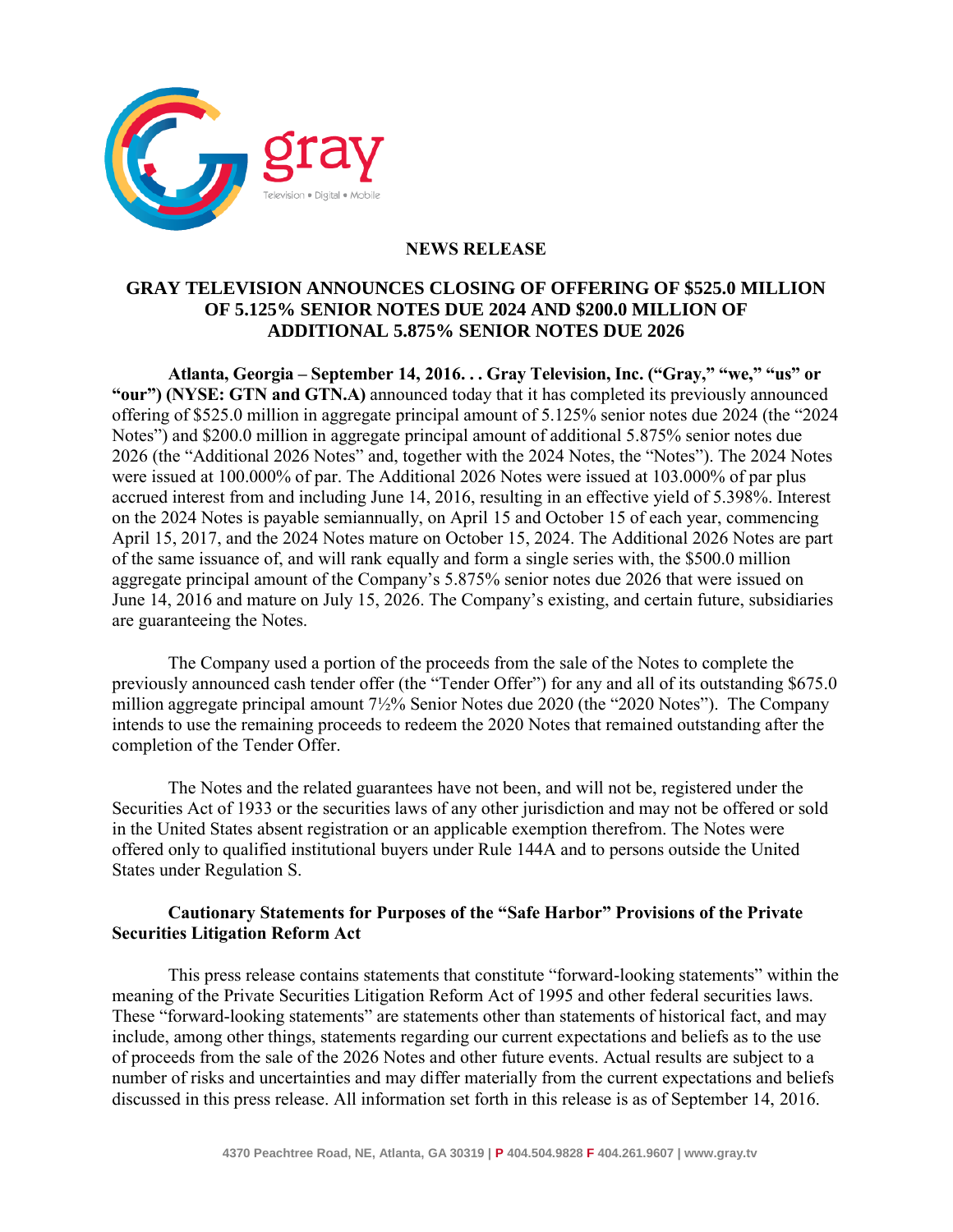# NEWS RELEASE

## GRAY TELEVISION ANNOUNCES CLOSING OF OFFERING OF $525.0 MILLION OF 5.125% SENIOR NOTES DUE 2024 AND $200.0 MILLION OF ADDITIONAL 5.875% SENIOR NOTES DUE 2026

**Atlanta, Georgia – September 14, 2016. . . Gray Television, Inc. ("Gray," "we," "us" or "our") (NYSE: GTN and GTN.A)** announced today that it has completed its previously announced offering of $525.0 million in aggregate principal amount of 5.125% senior notes due 2024 (the "2024 Notes") and $200.0 million in aggregate principal amount of additional 5.875% senior notes due 2026 (the "Additional 2026 Notes" and, together with the 2024 Notes, the "Notes"). The 2024 Notes were issued at 100.000% of par. The Additional 2026 Notes were issued at 103.000% of par plus accrued interest from and including June 14, 2016, resulting in an effective yield of 5.398%. Interest on the 2024 Notes is payable semiannually, on April 15 and October 15 of each year, commencing April 15, 2017, and the 2024 Notes mature on October 15, 2024. The Additional 2026 Notes are part of the same issuance of, and will rank equally and form a single series with, the $500.0 million aggregate principal amount of the Company's 5.875% senior notes due 2026 that were issued on June 14, 2016 and mature on July 15, 2026. The Company's existing, and certain future, subsidiaries are guaranteeing the Notes.

The Company used a portion of the proceeds from the sale of the Notes to complete the previously announced cash tender offer (the "Tender Offer") for any and all of its outstanding $675.0 million aggregate principal amount 7½% Senior Notes due 2020 (the "2020 Notes"). The Company intends to use the remaining proceeds to redeem the 2020 Notes that remained outstanding after the completion of the Tender Offer.

The Notes and the related guarantees have not been, and will not be, registered under the Securities Act of 1933 or the securities laws of any other jurisdiction and may not be offered or sold in the United States absent registration or an applicable exemption therefrom. The Notes were offered only to qualified institutional buyers under Rule 144A and to persons outside the United States under Regulation S.

**Cautionary Statements for Purposes of the "Safe Harbor" Provisions of the Private Securities Litigation Reform Act**

This press release contains statements that constitute "forward-looking statements" within the meaning of the Private Securities Litigation Reform Act of 1995 and other federal securities laws. These "forward-looking statements" are statements other than statements of historical fact, and may include, among other things, statements regarding our current expectations and beliefs as to the use of proceeds from the sale of the 2026 Notes and other future events. Actual results are subject to a number of risks and uncertainties and may differ materially from the current expectations and beliefs discussed in this press release. All information set forth in this release is as of September 14, 2016.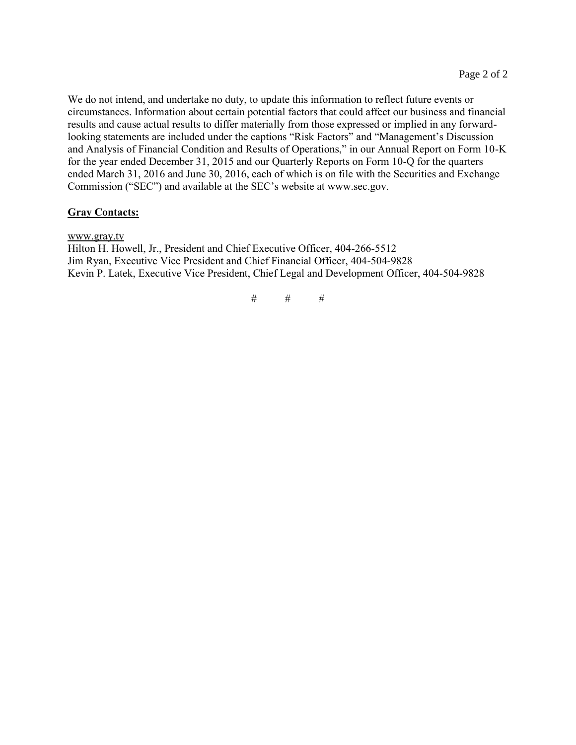We do not intend, and undertake no duty, to update this information to reflect future events or circumstances. Information about certain potential factors that could affect our business and financial results and cause actual results to differ materially from those expressed or implied in any forward-looking statements are included under the captions "Risk Factors" and "Management's Discussion and Analysis of Financial Condition and Results of Operations," in our Annual Report on Form 10-K for the year ended December 31, 2015 and our Quarterly Reports on Form 10-Q for the quarters ended March 31, 2016 and June 30, 2016, each of which is on file with the Securities and Exchange Commission ("SEC") and available at the SEC's website at www.sec.gov.

**Gray Contacts:**

www.gray.tv
Hilton H. Howell, Jr., President and Chief Executive Officer, 404-266-5512
Jim Ryan, Executive Vice President and Chief Financial Officer, 404-504-9828
Kevin P. Latek, Executive Vice President, Chief Legal and Development Officer, 404-504-9828

# # #